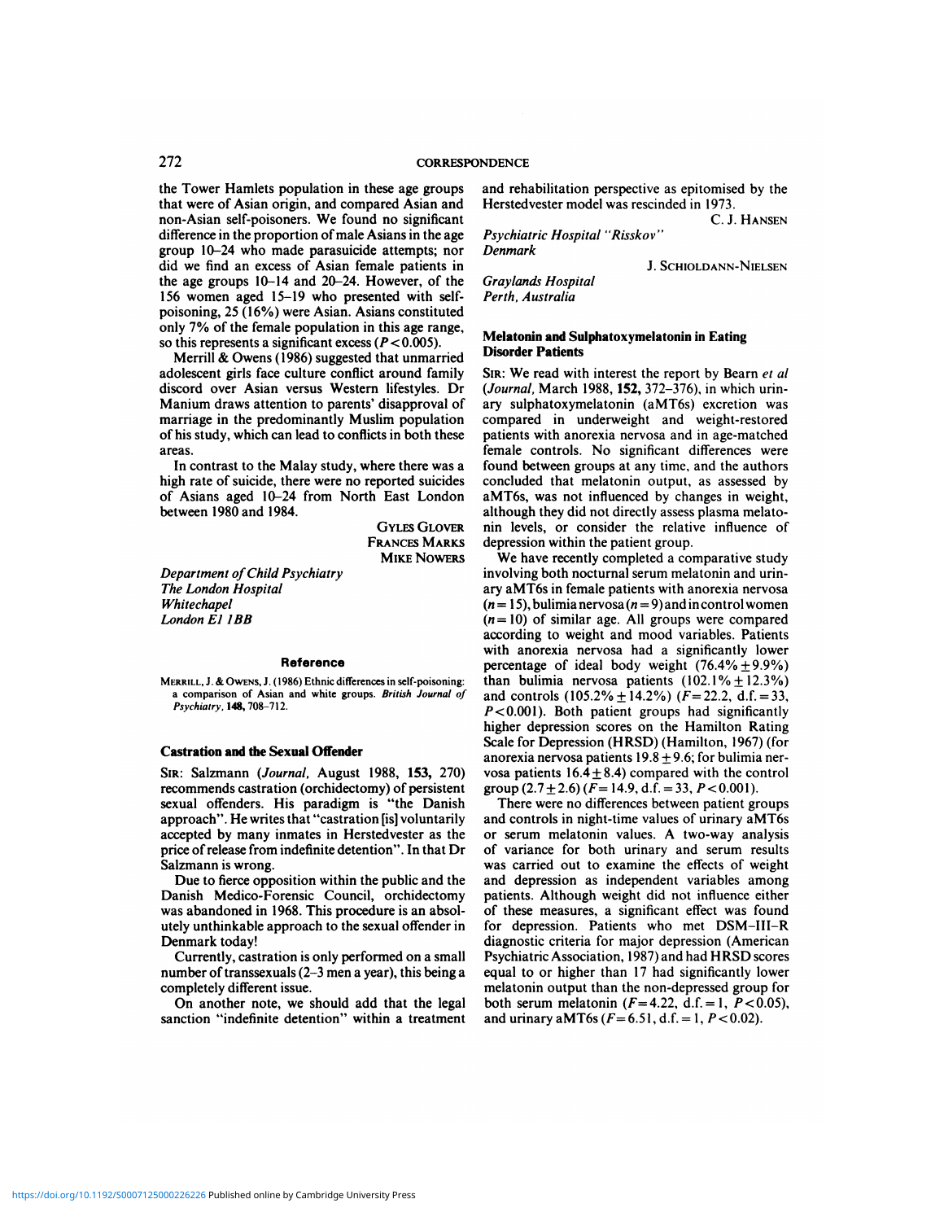the Tower Hamlets population in these age groups that were of Asian origin, and compared Asian and non-Asian self-poisoners. We found no significant difference in the proportion of male Asians in the age group 10–24 who made parasuicide attempts; nor did we find an excess of Asian female patients in the age groups 10–14 and 20–24. However, of the 156 women aged 15–19 who presented with self-poisoning, 25 (16%) were Asian. Asians constituted only 7% of the female population in this age range, so this represents a significant excess ($P<0.005$).

Merrill & Owens (1986) suggested that unmarried adolescent girls face culture conflict around family discord over Asian versus Western lifestyles. Dr Manium draws attention to parents' disapproval of marriage in the predominantly Muslim population of his study, which can lead to conflicts in both these areas.

In contrast to the Malay study, where there was a high rate of suicide, there were no reported suicides of Asians aged 10–24 from North East London between 1980 and 1984.

GYLES GLOVER
FRANCES MARKS
MIKE NOWERS

*Department of Child Psychiatry*
*The London Hospital*
*Whitechapel*
*London E1 1BB*

#### Reference

MERRILL, J. & OWENS, J. (1986) Ethnic differences in self-poisoning: a comparison of Asian and white groups. *British Journal of Psychiatry*, **148**, 708–712.

### Castration and the Sexual Offender

SIR: Salzmann (*Journal*, August 1988, **153**, 270) recommends castration (orchidectomy) of persistent sexual offenders. His paradigm is "the Danish approach". He writes that "castration [is] voluntarily accepted by many inmates in Herstedvester as the price of release from indefinite detention". In that Dr Salzmann is wrong.

Due to fierce opposition within the public and the Danish Medico-Forensic Council, orchidectomy was abandoned in 1968. This procedure is an absolutely unthinkable approach to the sexual offender in Denmark today!

Currently, castration is only performed on a small number of transsexuals (2–3 men a year), this being a completely different issue.

On another note, we should add that the legal sanction "indefinite detention" within a treatment and rehabilitation perspective as epitomised by the Herstedvester model was rescinded in 1973.

C. J. HANSEN

*Psychiatric Hospital "Risskov"*
*Denmark*

J. SCHIOLDANN-NIELSEN

*Graylands Hospital*
*Perth, Australia*

### Melatonin and Sulphatoxymelatonin in Eating Disorder Patients

SIR: We read with interest the report by Bearn *et al* (*Journal*, March 1988, **152**, 372–376), in which urinary sulphatoxymelatonin (aMT6s) excretion was compared in underweight and weight-restored patients with anorexia nervosa and in age-matched female controls. No significant differences were found between groups at any time, and the authors concluded that melatonin output, as assessed by aMT6s, was not influenced by changes in weight, although they did not directly assess plasma melatonin levels, or consider the relative influence of depression within the patient group.

We have recently completed a comparative study involving both nocturnal serum melatonin and urinary aMT6s in female patients with anorexia nervosa ($n=15$), bulimia nervosa ($n=9$) and in control women ($n=10$) of similar age. All groups were compared according to weight and mood variables. Patients with anorexia nervosa had a significantly lower percentage of ideal body weight ($76.4\% \pm 9.9\%$) than bulimia nervosa patients ($102.1\% \pm 12.3\%$) and controls ($105.2\% \pm 14.2\%$) ($F=22.2$, d.f. $=33$, $P<0.001$). Both patient groups had significantly higher depression scores on the Hamilton Rating Scale for Depression (HRSD) (Hamilton, 1967) (for anorexia nervosa patients $19.8 \pm 9.6$; for bulimia nervosa patients $16.4 \pm 8.4$) compared with the control group ($2.7 \pm 2.6$) ($F=14.9$, d.f. $=33$, $P<0.001$).

There were no differences between patient groups and controls in night-time values of urinary aMT6s or serum melatonin values. A two-way analysis of variance for both urinary and serum results was carried out to examine the effects of weight and depression as independent variables among patients. Although weight did not influence either of these measures, a significant effect was found for depression. Patients who met DSM–III–R diagnostic criteria for major depression (American Psychiatric Association, 1987) and had HRSD scores equal to or higher than 17 had significantly lower melatonin output than the non-depressed group for both serum melatonin ($F=4.22$, d.f. $=1$, $P<0.05$), and urinary aMT6s ($F=6.51$, d.f. $=1$, $P<0.02$).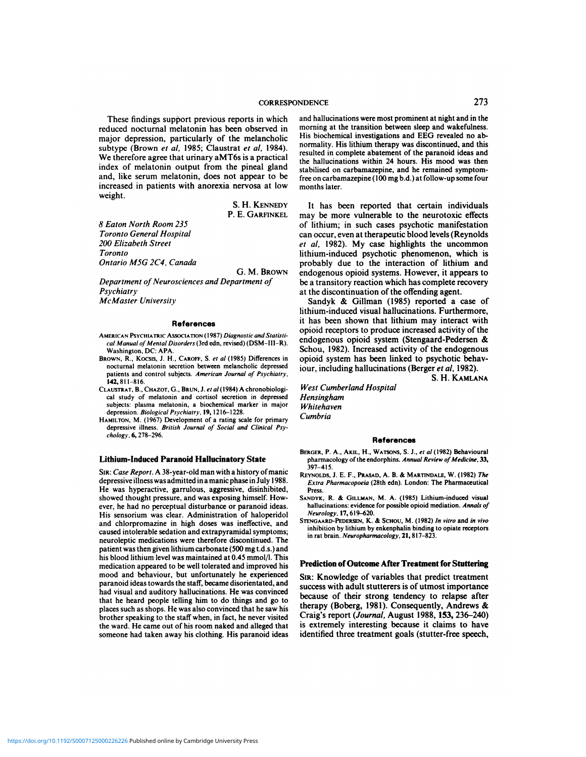These findings support previous reports in which reduced nocturnal melatonin has been observed in major depression, particularly of the melancholic subtype (Brown *et al*, 1985; Claustrat *et al*, 1984). We therefore agree that urinary aMT6s is a practical index of melatonin output from the pineal gland and, like serum melatonin, does not appear to be increased in patients with anorexia nervosa at low weight.

S. H. KENNEDY
P. E. GARFINKEL

*8 Eaton North Room 235*
*Toronto General Hospital*
*200 Elizabeth Street*
*Toronto*
*Ontario M5G 2C4, Canada*

G. M. BROWN

*Department of Neurosciences and Department of Psychiatry*
*McMaster University*

### References

AMERICAN PSYCHIATRIC ASSOCIATION (1987) *Diagnostic and Statistical Manual of Mental Disorders* (3rd edn, revised) (DSM-III-R). Washington, DC: APA.

BROWN, R., KOCSIS, J. H., CAROFF, S. *et al* (1985) Differences in nocturnal melatonin secretion between melancholic depressed patients and control subjects. *American Journal of Psychiatry*, **142**, 811-816.

CLAUSTRAT, B., CHAZOT, G., BRUN, J. *et al* (1984) A chronobiological study of melatonin and cortisol secretion in depressed subjects: plasma melatonin, a biochemical marker in major depression. *Biological Psychiatry*, **19**, 1216-1228.

HAMILTON, M. (1967) Development of a rating scale for primary depressive illness. *British Journal of Social and Clinical Psychology*, **6**, 278-296.

## Lithium-Induced Paranoid Hallucinatory State

SIR: *Case Report*. A 38-year-old man with a history of manic depressive illness was admitted in a manic phase in July 1988. He was hyperactive, garrulous, aggressive, disinhibited, showed thought pressure, and was exposing himself. However, he had no perceptual disturbance or paranoid ideas. His sensorium was clear. Administration of haloperidol and chlorpromazine in high doses was ineffective, and caused intolerable sedation and extrapyramidal symptoms; neuroleptic medications were therefore discontinued. The patient was then given lithium carbonate (500 mg t.d.s.) and his blood lithium level was maintained at 0.45 mmol/l. This medication appeared to be well tolerated and improved his mood and behaviour, but unfortunately he experienced paranoid ideas towards the staff, became disorientated, and had visual and auditory hallucinations. He was convinced that he heard people telling him to do things and go to places such as shops. He was also convinced that he saw his brother speaking to the staff when, in fact, he never visited the ward. He came out of his room naked and alleged that someone had taken away his clothing. His paranoid ideas and hallucinations were most prominent at night and in the morning at the transition between sleep and wakefulness. His biochemical investigations and EEG revealed no abnormality. His lithium therapy was discontinued, and this resulted in complete abatement of the paranoid ideas and the hallucinations within 24 hours. His mood was then stabilised on carbamazepine, and he remained symptom-free on carbamazepine (100 mg b.d.) at follow-up some four months later.

It has been reported that certain individuals may be more vulnerable to the neurotoxic effects of lithium; in such cases psychotic manifestation can occur, even at therapeutic blood levels (Reynolds *et al*, 1982). My case highlights the uncommon lithium-induced psychotic phenomenon, which is probably due to the interaction of lithium and endogenous opioid systems. However, it appears to be a transitory reaction which has complete recovery at the discontinuation of the offending agent.

Sandyk & Gillman (1985) reported a case of lithium-induced visual hallucinations. Furthermore, it has been shown that lithium may interact with opioid receptors to produce increased activity of the endogenous opioid system (Stengaard-Pedersen & Schou, 1982). Increased activity of the endogenous opioid system has been linked to psychotic behaviour, including hallucinations (Berger *et al*, 1982).

S. H. KAMLANA

*West Cumberland Hospital*
*Hensingham*
*Whitehaven*
*Cumbria*

### References

BERGER, P. A., AKIL, H., WATSONS, S. J., *et al* (1982) Behavioural pharmacology of the endorphins. *Annual Review of Medicine*, **33**, 397-415.

REYNOLDS, J. E. F., PRASAD, A. B. & MARTINDALE, W. (1982) *The Extra Pharmacopoeia* (28th edn). London: The Pharmaceutical Press.

SANDYK, R. & GILLMAN, M. A. (1985) Lithium-induced visual hallucinations: evidence for possible opioid mediation. *Annals of Neurology*, **17**, 619-620.

STENGAARD-PEDERSEN, K. & SCHOU, M. (1982) *In vitro* and *in vivo* inhibition by lithium by enkenphalin binding to opiate receptors in rat brain. *Neuropharmacology*, **21**, 817-823.

## Prediction of Outcome After Treatment for Stuttering

SIR: Knowledge of variables that predict treatment success with adult stutterers is of utmost importance because of their strong tendency to relapse after therapy (Boberg, 1981). Consequently, Andrews & Craig's report (*Journal*, August 1988, **153**, 236-240) is extremely interesting because it claims to have identified three treatment goals (stutter-free speech,